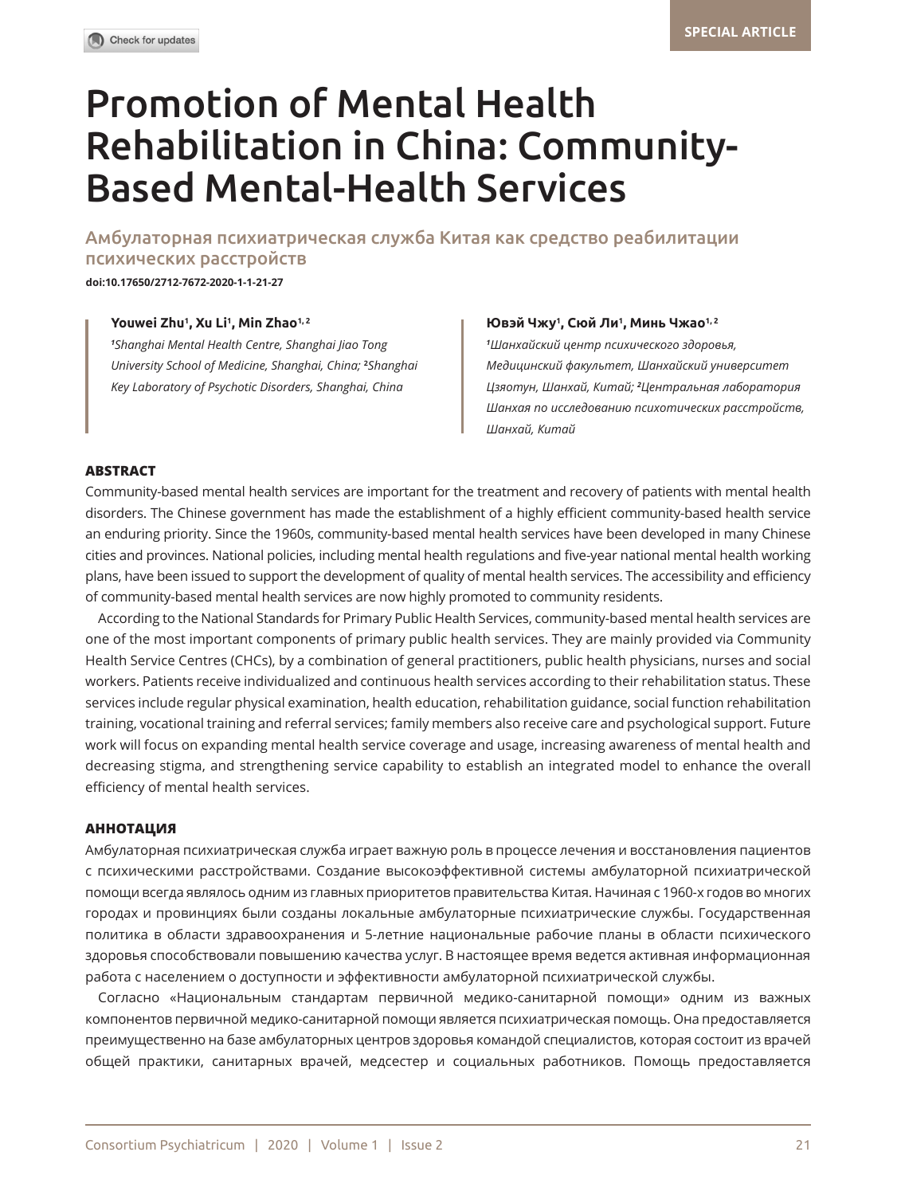SPECIAL ARTICLE

# Promotion of Mental Health Rehabilitation in China: Community-Based Mental-Health Services

## Амбулаторная психиатрическая служба Китая как средство реабилитации психических расстройств

**doi:10.17650/2712-7672-2020-1-1-21-27**

**Youwei Zhu[1], Xu Li[1], Min Zhao[1, 2]**

*[1]Shanghai Mental Health Centre, Shanghai Jiao Tong University School of Medicine, Shanghai, China; [2]Shanghai Key Laboratory of Psychotic Disorders, Shanghai, China*

**Ювэй Чжу[1], Сюй Ли[1], Минь Чжао[1, 2]**

*[1]Шанхайский центр психического здоровья, Медицинский факультет, Шанхайский университет Цзяотун, Шанхай, Китай; [2]Центральная лаборатория Шанхая по исследованию психотических расстройств, Шанхай, Китай*

### ABSTRACT

Community-based mental health services are important for the treatment and recovery of patients with mental health disorders. The Chinese government has made the establishment of a highly efficient community-based health service an enduring priority. Since the 1960s, community-based mental health services have been developed in many Chinese cities and provinces. National policies, including mental health regulations and five-year national mental health working plans, have been issued to support the development of quality of mental health services. The accessibility and efficiency of community-based mental health services are now highly promoted to community residents.

According to the National Standards for Primary Public Health Services, community-based mental health services are one of the most important components of primary public health services. They are mainly provided via Community Health Service Centres (CHCs), by a combination of general practitioners, public health physicians, nurses and social workers. Patients receive individualized and continuous health services according to their rehabilitation status. These services include regular physical examination, health education, rehabilitation guidance, social function rehabilitation training, vocational training and referral services; family members also receive care and psychological support. Future work will focus on expanding mental health service coverage and usage, increasing awareness of mental health and decreasing stigma, and strengthening service capability to establish an integrated model to enhance the overall efficiency of mental health services.

### АННОТАЦИЯ

Амбулаторная психиатрическая служба играет важную роль в процессе лечения и восстановления пациентов с психическими расстройствами. Создание высокоэффективной системы амбулаторной психиатрической помощи всегда являлось одним из главных приоритетов правительства Китая. Начиная с 1960-х годов во многих городах и провинциях были созданы локальные амбулаторные психиатрические службы. Государственная политика в области здравоохранения и 5-летние национальные рабочие планы в области психического здоровья способствовали повышению качества услуг. В настоящее время ведется активная информационная работа с населением о доступности и эффективности амбулаторной психиатрической службы.

Согласно «Национальным стандартам первичной медико-санитарной помощи» одним из важных компонентов первичной медико-санитарной помощи является психиатрическая помощь. Она предоставляется преимущественно на базе амбулаторных центров здоровья командой специалистов, которая состоит из врачей общей практики, санитарных врачей, медсестер и социальных работников. Помощь предоставляется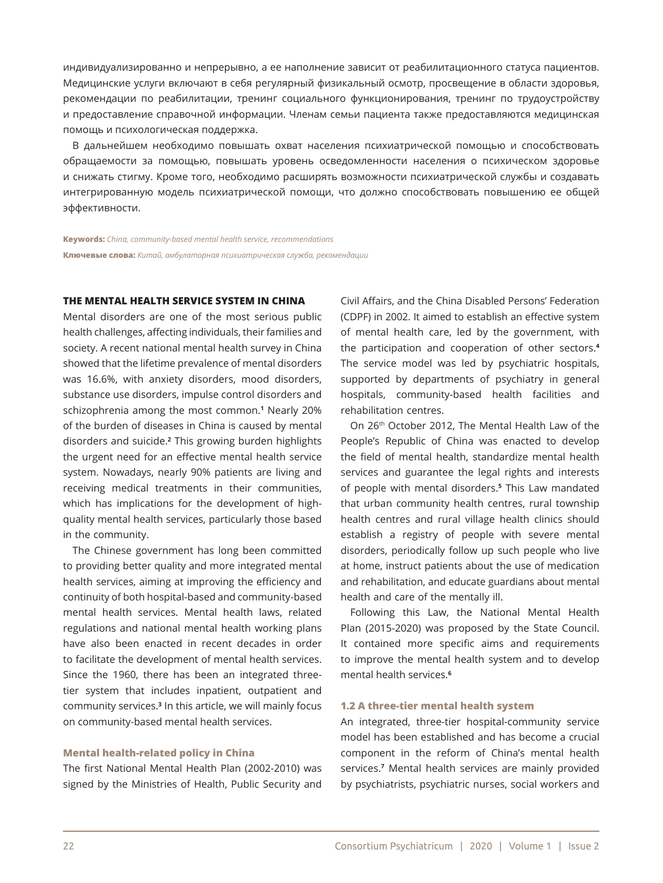индивидуализированно и непрерывно, а ее наполнение зависит от реабилитационного статуса пациентов. Медицинские услуги включают в себя регулярный физикальный осмотр, просвещение в области здоровья, рекомендации по реабилитации, тренинг социального функционирования, тренинг по трудоустройству и предоставление справочной информации. Членам семьи пациента также предоставляются медицинская помощь и психологическая поддержка.

В дальнейшем необходимо повышать охват населения психиатрической помощью и способствовать обращаемости за помощью, повышать уровень осведомленности населения о психическом здоровье и снижать стигму. Кроме того, необходимо расширять возможности психиатрической службы и создавать интегрированную модель психиатрической помощи, что должно способствовать повышению ее общей эффективности.

**Keywords:** *China, community-based mental health service, recommendations*

**Ключевые слова:** *Китай, амбулаторная психиатрическая служба, рекомендации*

## THE MENTAL HEALTH SERVICE SYSTEM IN CHINA

Mental disorders are one of the most serious public health challenges, affecting individuals, their families and society. A recent national mental health survey in China showed that the lifetime prevalence of mental disorders was 16.6%, with anxiety disorders, mood disorders, substance use disorders, impulse control disorders and schizophrenia among the most common.[1] Nearly 20% of the burden of diseases in China is caused by mental disorders and suicide.[2] This growing burden highlights the urgent need for an effective mental health service system. Nowadays, nearly 90% patients are living and receiving medical treatments in their communities, which has implications for the development of high-quality mental health services, particularly those based in the community.

The Chinese government has long been committed to providing better quality and more integrated mental health services, aiming at improving the efficiency and continuity of both hospital-based and community-based mental health services. Mental health laws, related regulations and national mental health working plans have also been enacted in recent decades in order to facilitate the development of mental health services. Since the 1960, there has been an integrated three-tier system that includes inpatient, outpatient and community services.[3] In this article, we will mainly focus on community-based mental health services.

### Mental health-related policy in China

The first National Mental Health Plan (2002-2010) was signed by the Ministries of Health, Public Security and Civil Affairs, and the China Disabled Persons' Federation (CDPF) in 2002. It aimed to establish an effective system of mental health care, led by the government, with the participation and cooperation of other sectors.[4] The service model was led by psychiatric hospitals, supported by departments of psychiatry in general hospitals, community-based health facilities and rehabilitation centres.

On 26th October 2012, The Mental Health Law of the People's Republic of China was enacted to develop the field of mental health, standardize mental health services and guarantee the legal rights and interests of people with mental disorders.[5] This Law mandated that urban community health centres, rural township health centres and rural village health clinics should establish a registry of people with severe mental disorders, periodically follow up such people who live at home, instruct patients about the use of medication and rehabilitation, and educate guardians about mental health and care of the mentally ill.

Following this Law, the National Mental Health Plan (2015-2020) was proposed by the State Council. It contained more specific aims and requirements to improve the mental health system and to develop mental health services.[6]

### 1.2 A three-tier mental health system

An integrated, three-tier hospital-community service model has been established and has become a crucial component in the reform of China's mental health services.[7] Mental health services are mainly provided by psychiatrists, psychiatric nurses, social workers and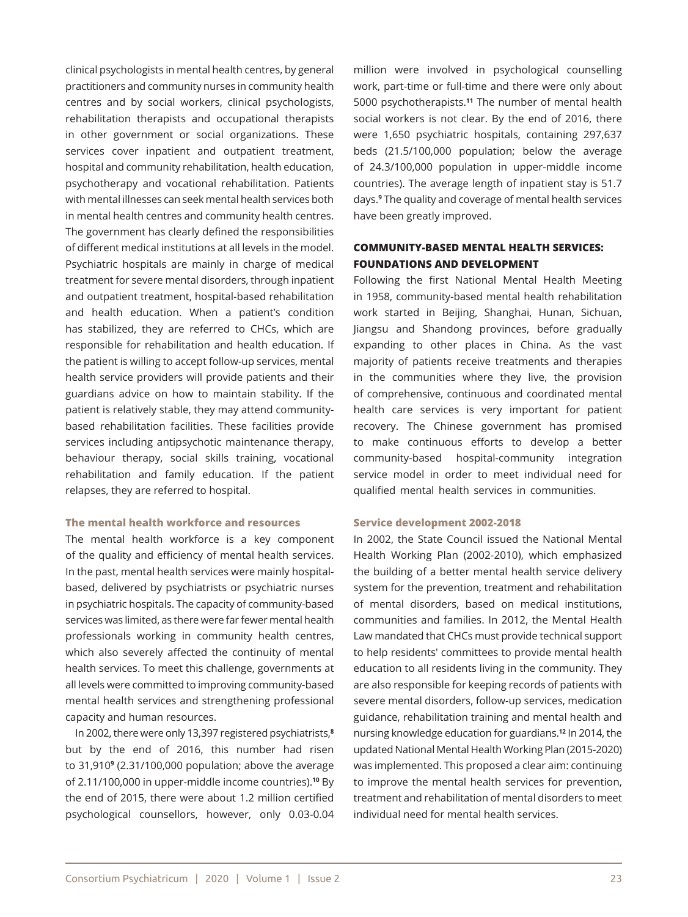clinical psychologists in mental health centres, by general practitioners and community nurses in community health centres and by social workers, clinical psychologists, rehabilitation therapists and occupational therapists in other government or social organizations. These services cover inpatient and outpatient treatment, hospital and community rehabilitation, health education, psychotherapy and vocational rehabilitation. Patients with mental illnesses can seek mental health services both in mental health centres and community health centres. The government has clearly defined the responsibilities of different medical institutions at all levels in the model. Psychiatric hospitals are mainly in charge of medical treatment for severe mental disorders, through inpatient and outpatient treatment, hospital-based rehabilitation and health education. When a patient's condition has stabilized, they are referred to CHCs, which are responsible for rehabilitation and health education. If the patient is willing to accept follow-up services, mental health service providers will provide patients and their guardians advice on how to maintain stability. If the patient is relatively stable, they may attend community-based rehabilitation facilities. These facilities provide services including antipsychotic maintenance therapy, behaviour therapy, social skills training, vocational rehabilitation and family education. If the patient relapses, they are referred to hospital.

### The mental health workforce and resources

The mental health workforce is a key component of the quality and efficiency of mental health services. In the past, mental health services were mainly hospital-based, delivered by psychiatrists or psychiatric nurses in psychiatric hospitals. The capacity of community-based services was limited, as there were far fewer mental health professionals working in community health centres, which also severely affected the continuity of mental health services. To meet this challenge, governments at all levels were committed to improving community-based mental health services and strengthening professional capacity and human resources.

In 2002, there were only 13,397 registered psychiatrists,[8] but by the end of 2016, this number had risen to 31,910[9] (2.31/100,000 population; above the average of 2.11/100,000 in upper-middle income countries).[10] By the end of 2015, there were about 1.2 million certified psychological counsellors, however, only 0.03-0.04 million were involved in psychological counselling work, part-time or full-time and there were only about 5000 psychotherapists.[11] The number of mental health social workers is not clear. By the end of 2016, there were 1,650 psychiatric hospitals, containing 297,637 beds (21.5/100,000 population; below the average of 24.3/100,000 population in upper-middle income countries). The average length of inpatient stay is 51.7 days.[9] The quality and coverage of mental health services have been greatly improved.

## COMMUNITY-BASED MENTAL HEALTH SERVICES: FOUNDATIONS AND DEVELOPMENT

Following the first National Mental Health Meeting in 1958, community-based mental health rehabilitation work started in Beijing, Shanghai, Hunan, Sichuan, Jiangsu and Shandong provinces, before gradually expanding to other places in China. As the vast majority of patients receive treatments and therapies in the communities where they live, the provision of comprehensive, continuous and coordinated mental health care services is very important for patient recovery. The Chinese government has promised to make continuous efforts to develop a better community-based hospital-community integration service model in order to meet individual need for qualified mental health services in communities.

### Service development 2002-2018

In 2002, the State Council issued the National Mental Health Working Plan (2002-2010), which emphasized the building of a better mental health service delivery system for the prevention, treatment and rehabilitation of mental disorders, based on medical institutions, communities and families. In 2012, the Mental Health Law mandated that CHCs must provide technical support to help residents' committees to provide mental health education to all residents living in the community. They are also responsible for keeping records of patients with severe mental disorders, follow-up services, medication guidance, rehabilitation training and mental health and nursing knowledge education for guardians.[12] In 2014, the updated National Mental Health Working Plan (2015-2020) was implemented. This proposed a clear aim: continuing to improve the mental health services for prevention, treatment and rehabilitation of mental disorders to meet individual need for mental health services.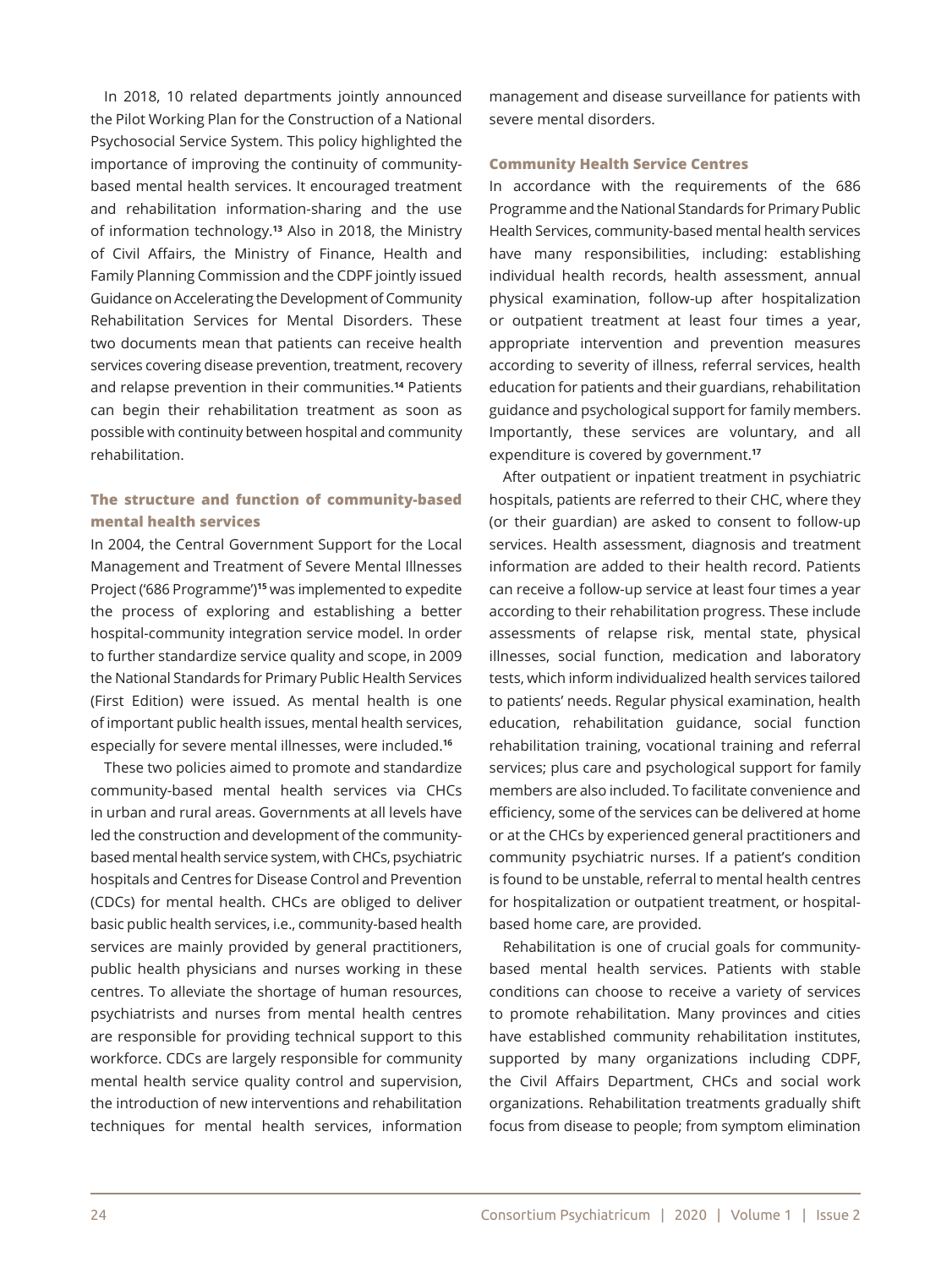In 2018, 10 related departments jointly announced the Pilot Working Plan for the Construction of a National Psychosocial Service System. This policy highlighted the importance of improving the continuity of community-based mental health services. It encouraged treatment and rehabilitation information-sharing and the use of information technology.[13] Also in 2018, the Ministry of Civil Affairs, the Ministry of Finance, Health and Family Planning Commission and the CDPF jointly issued Guidance on Accelerating the Development of Community Rehabilitation Services for Mental Disorders. These two documents mean that patients can receive health services covering disease prevention, treatment, recovery and relapse prevention in their communities.[14] Patients can begin their rehabilitation treatment as soon as possible with continuity between hospital and community rehabilitation.

### The structure and function of community-based mental health services

In 2004, the Central Government Support for the Local Management and Treatment of Severe Mental Illnesses Project ('686 Programme')[15] was implemented to expedite the process of exploring and establishing a better hospital-community integration service model. In order to further standardize service quality and scope, in 2009 the National Standards for Primary Public Health Services (First Edition) were issued. As mental health is one of important public health issues, mental health services, especially for severe mental illnesses, were included.[16]

These two policies aimed to promote and standardize community-based mental health services via CHCs in urban and rural areas. Governments at all levels have led the construction and development of the community-based mental health service system, with CHCs, psychiatric hospitals and Centres for Disease Control and Prevention (CDCs) for mental health. CHCs are obliged to deliver basic public health services, i.e., community-based health services are mainly provided by general practitioners, public health physicians and nurses working in these centres. To alleviate the shortage of human resources, psychiatrists and nurses from mental health centres are responsible for providing technical support to this workforce. CDCs are largely responsible for community mental health service quality control and supervision, the introduction of new interventions and rehabilitation techniques for mental health services, information management and disease surveillance for patients with severe mental disorders.

### Community Health Service Centres

In accordance with the requirements of the 686 Programme and the National Standards for Primary Public Health Services, community-based mental health services have many responsibilities, including: establishing individual health records, health assessment, annual physical examination, follow-up after hospitalization or outpatient treatment at least four times a year, appropriate intervention and prevention measures according to severity of illness, referral services, health education for patients and their guardians, rehabilitation guidance and psychological support for family members. Importantly, these services are voluntary, and all expenditure is covered by government.[17]

After outpatient or inpatient treatment in psychiatric hospitals, patients are referred to their CHC, where they (or their guardian) are asked to consent to follow-up services. Health assessment, diagnosis and treatment information are added to their health record. Patients can receive a follow-up service at least four times a year according to their rehabilitation progress. These include assessments of relapse risk, mental state, physical illnesses, social function, medication and laboratory tests, which inform individualized health services tailored to patients' needs. Regular physical examination, health education, rehabilitation guidance, social function rehabilitation training, vocational training and referral services; plus care and psychological support for family members are also included. To facilitate convenience and efficiency, some of the services can be delivered at home or at the CHCs by experienced general practitioners and community psychiatric nurses. If a patient's condition is found to be unstable, referral to mental health centres for hospitalization or outpatient treatment, or hospital-based home care, are provided.

Rehabilitation is one of crucial goals for community-based mental health services. Patients with stable conditions can choose to receive a variety of services to promote rehabilitation. Many provinces and cities have established community rehabilitation institutes, supported by many organizations including CDPF, the Civil Affairs Department, CHCs and social work organizations. Rehabilitation treatments gradually shift focus from disease to people; from symptom elimination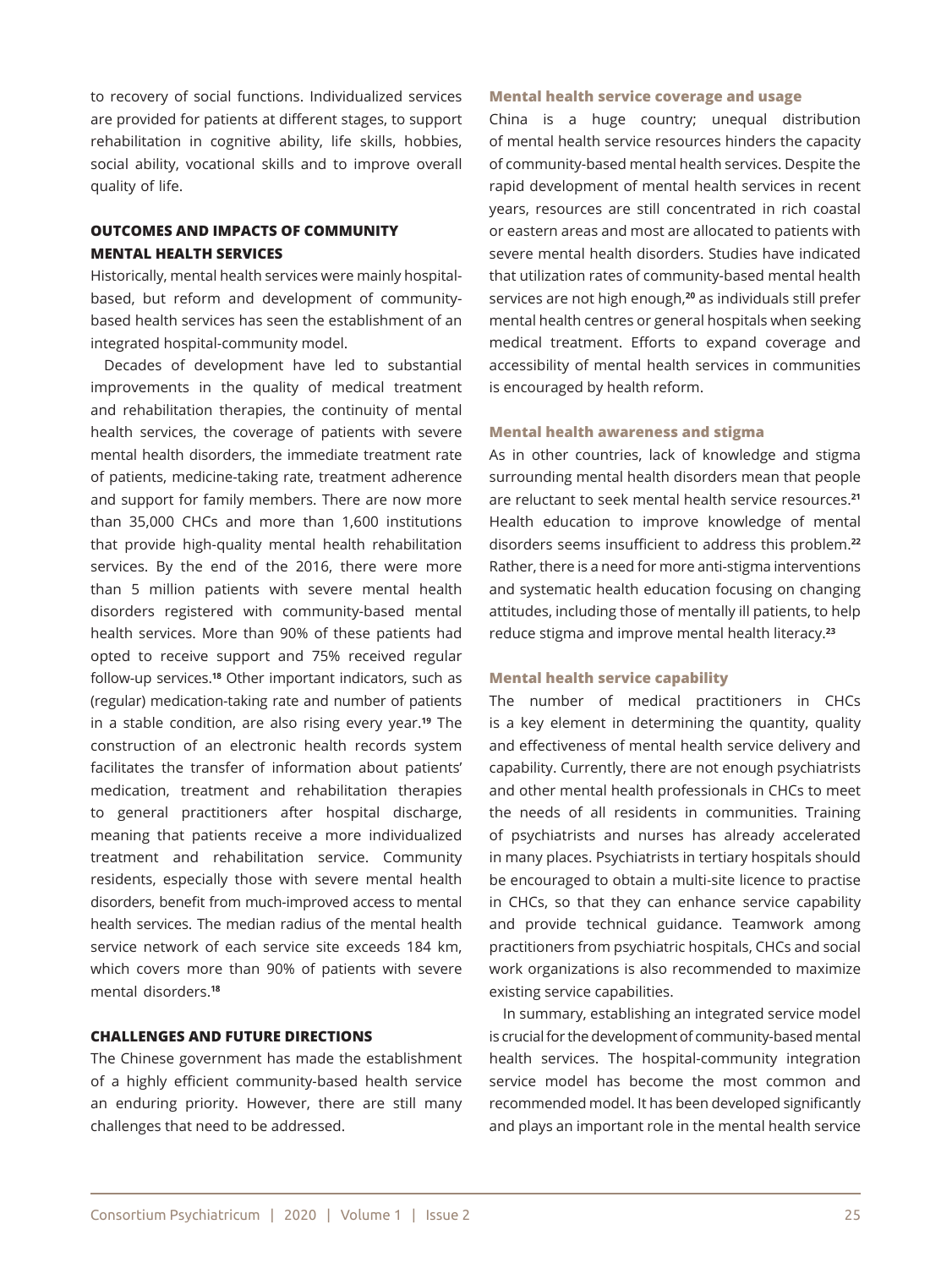to recovery of social functions. Individualized services are provided for patients at different stages, to support rehabilitation in cognitive ability, life skills, hobbies, social ability, vocational skills and to improve overall quality of life.

## OUTCOMES AND IMPACTS OF COMMUNITY MENTAL HEALTH SERVICES

Historically, mental health services were mainly hospital-based, but reform and development of community-based health services has seen the establishment of an integrated hospital-community model.

Decades of development have led to substantial improvements in the quality of medical treatment and rehabilitation therapies, the continuity of mental health services, the coverage of patients with severe mental health disorders, the immediate treatment rate of patients, medicine-taking rate, treatment adherence and support for family members. There are now more than 35,000 CHCs and more than 1,600 institutions that provide high-quality mental health rehabilitation services. By the end of the 2016, there were more than 5 million patients with severe mental health disorders registered with community-based mental health services. More than 90% of these patients had opted to receive support and 75% received regular follow-up services.[18] Other important indicators, such as (regular) medication-taking rate and number of patients in a stable condition, are also rising every year.[19] The construction of an electronic health records system facilitates the transfer of information about patients' medication, treatment and rehabilitation therapies to general practitioners after hospital discharge, meaning that patients receive a more individualized treatment and rehabilitation service. Community residents, especially those with severe mental health disorders, benefit from much-improved access to mental health services. The median radius of the mental health service network of each service site exceeds 184 km, which covers more than 90% of patients with severe mental disorders.[18]

## CHALLENGES AND FUTURE DIRECTIONS

The Chinese government has made the establishment of a highly efficient community-based health service an enduring priority. However, there are still many challenges that need to be addressed.

### Mental health service coverage and usage

China is a huge country; unequal distribution of mental health service resources hinders the capacity of community-based mental health services. Despite the rapid development of mental health services in recent years, resources are still concentrated in rich coastal or eastern areas and most are allocated to patients with severe mental health disorders. Studies have indicated that utilization rates of community-based mental health services are not high enough,[20] as individuals still prefer mental health centres or general hospitals when seeking medical treatment. Efforts to expand coverage and accessibility of mental health services in communities is encouraged by health reform.

### Mental health awareness and stigma

As in other countries, lack of knowledge and stigma surrounding mental health disorders mean that people are reluctant to seek mental health service resources.[21] Health education to improve knowledge of mental disorders seems insufficient to address this problem.[22] Rather, there is a need for more anti-stigma interventions and systematic health education focusing on changing attitudes, including those of mentally ill patients, to help reduce stigma and improve mental health literacy.[23]

### Mental health service capability

The number of medical practitioners in CHCs is a key element in determining the quantity, quality and effectiveness of mental health service delivery and capability. Currently, there are not enough psychiatrists and other mental health professionals in CHCs to meet the needs of all residents in communities. Training of psychiatrists and nurses has already accelerated in many places. Psychiatrists in tertiary hospitals should be encouraged to obtain a multi-site licence to practise in CHCs, so that they can enhance service capability and provide technical guidance. Teamwork among practitioners from psychiatric hospitals, CHCs and social work organizations is also recommended to maximize existing service capabilities.

In summary, establishing an integrated service model is crucial for the development of community-based mental health services. The hospital-community integration service model has become the most common and recommended model. It has been developed significantly and plays an important role in the mental health service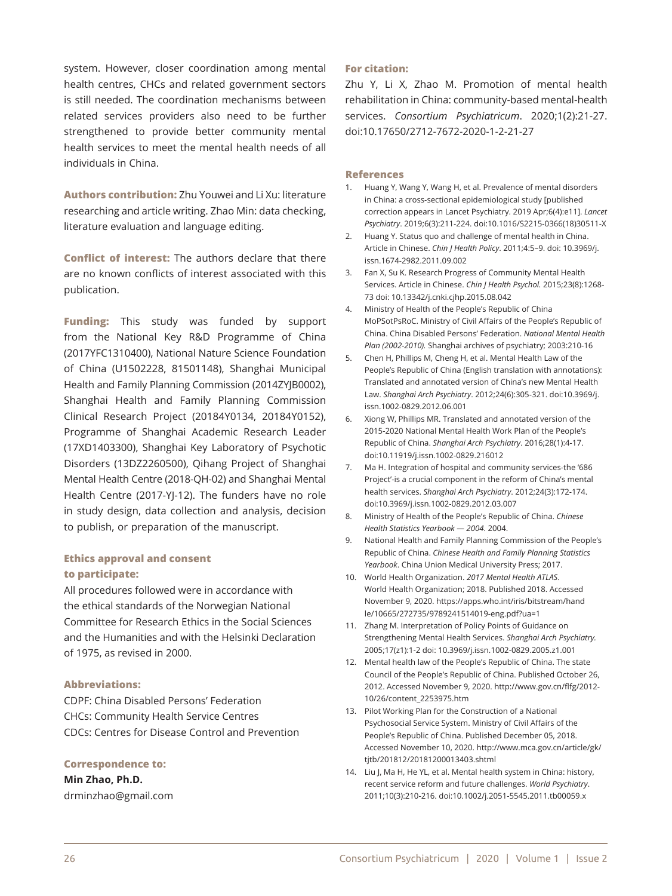system. However, closer coordination among mental health centres, CHCs and related government sectors is still needed. The coordination mechanisms between related services providers also need to be further strengthened to provide better community mental health services to meet the mental health needs of all individuals in China.

**Authors contribution:** Zhu Youwei and Li Xu: literature researching and article writing. Zhao Min: data checking, literature evaluation and language editing.

**Conflict of interest:** The authors declare that there are no known conflicts of interest associated with this publication.

**Funding:** This study was funded by support from the National Key R&D Programme of China (2017YFC1310400), National Nature Science Foundation of China (U1502228, 81501148), Shanghai Municipal Health and Family Planning Commission (2014ZYJB0002), Shanghai Health and Family Planning Commission Clinical Research Project (20184Y0134, 20184Y0152), Programme of Shanghai Academic Research Leader (17XD1403300), Shanghai Key Laboratory of Psychotic Disorders (13DZ2260500), Qihang Project of Shanghai Mental Health Centre (2018-QH-02) and Shanghai Mental Health Centre (2017-YJ-12). The funders have no role in study design, data collection and analysis, decision to publish, or preparation of the manuscript.

**Ethics approval and consent to participate:**

All procedures followed were in accordance with the ethical standards of the Norwegian National Committee for Research Ethics in the Social Sciences and the Humanities and with the Helsinki Declaration of 1975, as revised in 2000.

**Abbreviations:**

CDPF: China Disabled Persons' Federation
CHCs: Community Health Service Centres
CDCs: Centres for Disease Control and Prevention

**Correspondence to:**

**Min Zhao, Ph.D.**
drminzhao@gmail.com

**For citation:**

Zhu Y, Li X, Zhao M. Promotion of mental health rehabilitation in China: community-based mental-health services. *Consortium Psychiatricum*. 2020;1(2):21-27. doi:10.17650/2712-7672-2020-1-2-21-27

**References**

1. Huang Y, Wang Y, Wang H, et al. Prevalence of mental disorders in China: a cross-sectional epidemiological study [published correction appears in Lancet Psychiatry. 2019 Apr;6(4):e11]. *Lancet Psychiatry*. 2019;6(3):211-224. doi:10.1016/S2215-0366(18)30511-X
2. Huang Y. Status quo and challenge of mental health in China. Article in Chinese. *Chin J Health Policy*. 2011;4:5–9. doi: 10.3969/j.issn.1674-2982.2011.09.002
3. Fan X, Su K. Research Progress of Community Mental Health Services. Article in Chinese. *Chin J Health Psychol.* 2015;23(8):1268-73 doi: 10.13342/j.cnki.cjhp.2015.08.042
4. Ministry of Health of the People's Republic of China MoPSotPsRoC. Ministry of Civil Affairs of the People's Republic of China. China Disabled Persons' Federation. *National Mental Health Plan (2002-2010).* Shanghai archives of psychiatry; 2003:210-16
5. Chen H, Phillips M, Cheng H, et al. Mental Health Law of the People's Republic of China (English translation with annotations): Translated and annotated version of China's new Mental Health Law. *Shanghai Arch Psychiatry*. 2012;24(6):305-321. doi:10.3969/j.issn.1002-0829.2012.06.001
6. Xiong W, Phillips MR. Translated and annotated version of the 2015-2020 National Mental Health Work Plan of the People's Republic of China. *Shanghai Arch Psychiatry*. 2016;28(1):4-17. doi:10.11919/j.issn.1002-0829.216012
7. Ma H. Integration of hospital and community services-the '686 Project'-is a crucial component in the reform of China's mental health services. *Shanghai Arch Psychiatry*. 2012;24(3):172-174. doi:10.3969/j.issn.1002-0829.2012.03.007
8. Ministry of Health of the People's Republic of China. *Chinese Health Statistics Yearbook — 2004*. 2004.
9. National Health and Family Planning Commission of the People's Republic of China. *Chinese Health and Family Planning Statistics Yearbook*. China Union Medical University Press; 2017.
10. World Health Organization. *2017 Mental Health ATLAS*. World Health Organization; 2018. Published 2018. Accessed November 9, 2020. https://apps.who.int/iris/bitstream/handle/10665/272735/9789241514019-eng.pdf?ua=1
11. Zhang M. Interpretation of Policy Points of Guidance on Strengthening Mental Health Services. *Shanghai Arch Psychiatry.* 2005;17(z1):1-2 doi: 10.3969/j.issn.1002-0829.2005.z1.001
12. Mental health law of the People's Republic of China. The state Council of the People's Republic of China. Published October 26, 2012. Accessed November 9, 2020. http://www.gov.cn/flfg/2012-10/26/content_2253975.htm
13. Pilot Working Plan for the Construction of a National Psychosocial Service System. Ministry of Civil Affairs of the People's Republic of China. Published December 05, 2018. Accessed November 10, 2020. http://www.mca.gov.cn/article/gk/tjtb/201812/20181200013403.shtml
14. Liu J, Ma H, He YL, et al. Mental health system in China: history, recent service reform and future challenges. *World Psychiatry*. 2011;10(3):210-216. doi:10.1002/j.2051-5545.2011.tb00059.x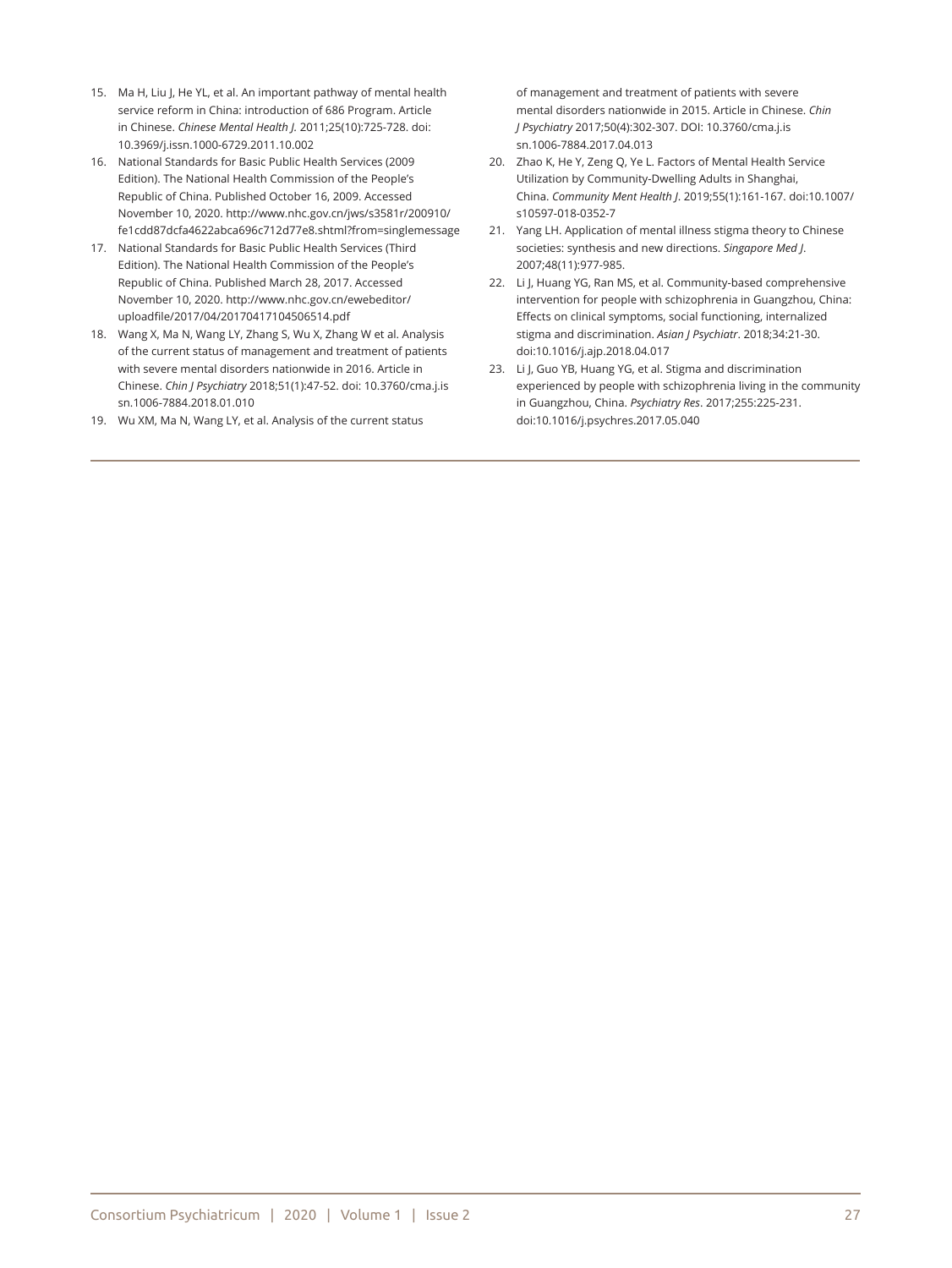15. Ma H, Liu J, He YL, et al. An important pathway of mental health service reform in China: introduction of 686 Program. Article in Chinese. *Chinese Mental Health J*. 2011;25(10):725-728. doi: 10.3969/j.issn.1000-6729.2011.10.002
16. National Standards for Basic Public Health Services (2009 Edition). The National Health Commission of the People's Republic of China. Published October 16, 2009. Accessed November 10, 2020. http://www.nhc.gov.cn/jws/s3581r/200910/fe1cdd87dcfa4622abca696c712d77e8.shtml?from=singlemessage
17. National Standards for Basic Public Health Services (Third Edition). The National Health Commission of the People's Republic of China. Published March 28, 2017. Accessed November 10, 2020. http://www.nhc.gov.cn/ewebeditor/uploadfile/2017/04/20170417104506514.pdf
18. Wang X, Ma N, Wang LY, Zhang S, Wu X, Zhang W et al. Analysis of the current status of management and treatment of patients with severe mental disorders nationwide in 2016. Article in Chinese. *Chin J Psychiatry* 2018;51(1):47-52. doi: 10.3760/cma.j.issn.1006-7884.2018.01.010
19. Wu XM, Ma N, Wang LY, et al. Analysis of the current status of management and treatment of patients with severe mental disorders nationwide in 2015. Article in Chinese. *Chin J Psychiatry* 2017;50(4):302-307. DOI: 10.3760/cma.j.issn.1006-7884.2017.04.013
20. Zhao K, He Y, Zeng Q, Ye L. Factors of Mental Health Service Utilization by Community-Dwelling Adults in Shanghai, China. *Community Ment Health J*. 2019;55(1):161-167. doi:10.1007/s10597-018-0352-7
21. Yang LH. Application of mental illness stigma theory to Chinese societies: synthesis and new directions. *Singapore Med J*. 2007;48(11):977-985.
22. Li J, Huang YG, Ran MS, et al. Community-based comprehensive intervention for people with schizophrenia in Guangzhou, China: Effects on clinical symptoms, social functioning, internalized stigma and discrimination. *Asian J Psychiatr*. 2018;34:21-30. doi:10.1016/j.ajp.2018.04.017
23. Li J, Guo YB, Huang YG, et al. Stigma and discrimination experienced by people with schizophrenia living in the community in Guangzhou, China. *Psychiatry Res*. 2017;255:225-231. doi:10.1016/j.psychres.2017.05.040